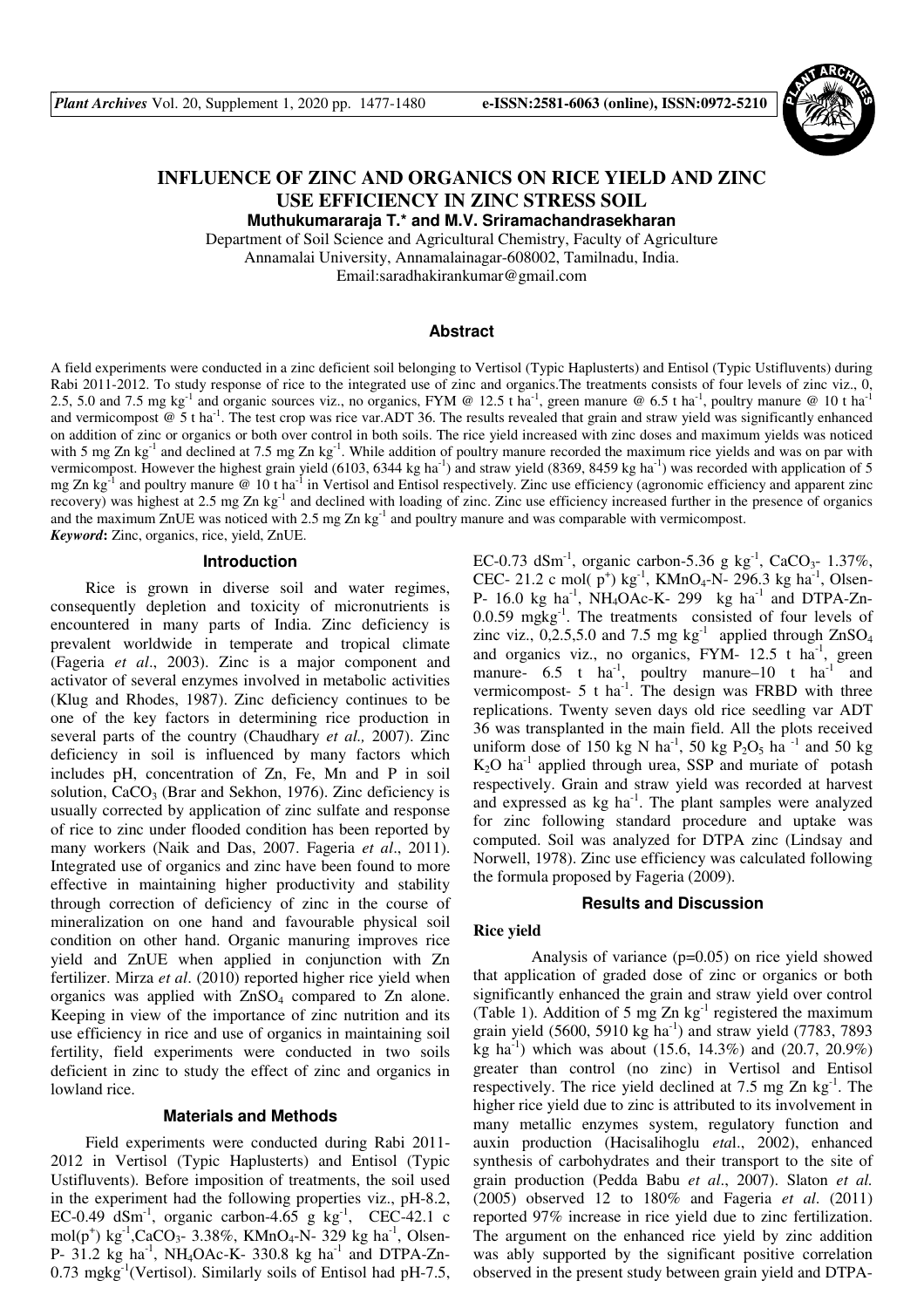# INFLUENCE OF ZINC AND ORGANICS ON RICE YIELD AND ZINC USE EFFICIENCY IN ZINC STRESS SOIL

**Muthukumararaja T.* and M.V. Sriramachandrasekharan**

Department of Soil Science and Agricultural Chemistry, Faculty of Agriculture
Annamalai University, Annamalainagar-608002, Tamilnadu, India.
Email:saradhakirankumar@gmail.com

## Abstract

A field experiments were conducted in a zinc deficient soil belonging to Vertisol (Typic Haplusterts) and Entisol (Typic Ustifluvents) during Rabi 2011-2012. To study response of rice to the integrated use of zinc and organics.The treatments consists of four levels of zinc viz., 0, 2.5, 5.0 and 7.5 mg $kg^{-1}$ and organic sources viz., no organics, FYM @ 12.5 t $ha^{-1}$, green manure @ 6.5 t $ha^{-1}$, poultry manure @ 10 t $ha^{-1}$ and vermicompost @ 5 t $ha^{-1}$. The test crop was rice var.ADT 36. The results revealed that grain and straw yield was significantly enhanced on addition of zinc or organics or both over control in both soils. The rice yield increased with zinc doses and maximum yields was noticed with 5 mg Zn $kg^{-1}$ and declined at 7.5 mg Zn $kg^{-1}$. While addition of poultry manure recorded the maximum rice yields and was on par with vermicompost. However the highest grain yield (6103, 6344 kg $ha^{-1}$) and straw yield (8369, 8459 kg $ha^{-1}$) was recorded with application of 5 mg Zn $kg^{-1}$ and poultry manure @ 10 t $ha^{-1}$ in Vertisol and Entisol respectively. Zinc use efficiency (agronomic efficiency and apparent zinc recovery) was highest at 2.5 mg Zn $kg^{-1}$ and declined with loading of zinc. Zinc use efficiency increased further in the presence of organics and the maximum ZnUE was noticed with 2.5 mg Zn $kg^{-1}$ and poultry manure and was comparable with vermicompost.

***Keyword*:** Zinc, organics, rice, yield, ZnUE.

## Introduction

Rice is grown in diverse soil and water regimes, consequently depletion and toxicity of micronutrients is encountered in many parts of India. Zinc deficiency is prevalent worldwide in temperate and tropical climate (Fageria *et al*., 2003). Zinc is a major component and activator of several enzymes involved in metabolic activities (Klug and Rhodes, 1987). Zinc deficiency continues to be one of the key factors in determining rice production in several parts of the country (Chaudhary *et al.,* 2007). Zinc deficiency in soil is influenced by many factors which includes pH, concentration of Zn, Fe, Mn and P in soil solution, $CaCO_3$ (Brar and Sekhon, 1976). Zinc deficiency is usually corrected by application of zinc sulfate and response of rice to zinc under flooded condition has been reported by many workers (Naik and Das, 2007. Fageria *et al*., 2011). Integrated use of organics and zinc have been found to more effective in maintaining higher productivity and stability through correction of deficiency of zinc in the course of mineralization on one hand and favourable physical soil condition on other hand. Organic manuring improves rice yield and ZnUE when applied in conjunction with Zn fertilizer. Mirza *et al*. (2010) reported higher rice yield when organics was applied with $ZnSO_4$ compared to Zn alone. Keeping in view of the importance of zinc nutrition and its use efficiency in rice and use of organics in maintaining soil fertility, field experiments were conducted in two soils deficient in zinc to study the effect of zinc and organics in lowland rice.

## Materials and Methods

Field experiments were conducted during Rabi 2011-2012 in Vertisol (Typic Haplusterts) and Entisol (Typic Ustifluvents). Before imposition of treatments, the soil used in the experiment had the following properties viz., pH-8.2, EC-0.49 $dSm^{-1}$, organic carbon-4.65 g $kg^{-1}$, CEC-42.1 c mol($p^+$) $kg^{-1}$,$CaCO_3$- 3.38%, $KMnO_4$-N- 329 kg $ha^{-1}$, Olsen-P- 31.2 kg $ha^{-1}$, $NH_4OAc$-K- 330.8 kg $ha^{-1}$ and DTPA-Zn-0.73 mg$kg^{-1}$(Vertisol). Similarly soils of Entisol had pH-7.5, EC-0.73 $dSm^{-1}$, organic carbon-5.36 g $kg^{-1}$, $CaCO_3$- 1.37%, CEC- 21.2 c mol( $p^+$) $kg^{-1}$, $KMnO_4$-N- 296.3 kg $ha^{-1}$, Olsen-P- 16.0 kg $ha^{-1}$, $NH_4OAc$-K- 299 kg $ha^{-1}$ and DTPA-Zn-0.0.59 mg$kg^{-1}$. The treatments consisted of four levels of zinc viz., 0,2.5,5.0 and 7.5 mg $kg^{-1}$ applied through $ZnSO_4$ and organics viz., no organics, FYM- 12.5 t $ha^{-1}$, green manure- 6.5 t $ha^{-1}$, poultry manure–10 t $ha^{-1}$ and vermicompost- 5 t $ha^{-1}$. The design was FRBD with three replications. Twenty seven days old rice seedling var ADT 36 was transplanted in the main field. All the plots received uniform dose of 150 kg N $ha^{-1}$, 50 kg $P_2O_5$ $ha^{-1}$ and 50 kg $K_2O$ $ha^{-1}$ applied through urea, SSP and muriate of potash respectively. Grain and straw yield was recorded at harvest and expressed as kg $ha^{-1}$. The plant samples were analyzed for zinc following standard procedure and uptake was computed. Soil was analyzed for DTPA zinc (Lindsay and Norwell, 1978). Zinc use efficiency was calculated following the formula proposed by Fageria (2009).

## Results and Discussion

### Rice yield

Analysis of variance (p=0.05) on rice yield showed that application of graded dose of zinc or organics or both significantly enhanced the grain and straw yield over control (Table 1). Addition of 5 mg Zn $kg^{-1}$ registered the maximum grain yield (5600, 5910 kg $ha^{-1}$) and straw yield (7783, 7893 kg $ha^{-1}$) which was about (15.6, 14.3%) and (20.7, 20.9%) greater than control (no zinc) in Vertisol and Entisol respectively. The rice yield declined at 7.5 mg Zn $kg^{-1}$. The higher rice yield due to zinc is attributed to its involvement in many metallic enzymes system, regulatory function and auxin production (Hacisalihoglu *eta*l., 2002), enhanced synthesis of carbohydrates and their transport to the site of grain production (Pedda Babu *et al*., 2007). Slaton *et al.* (2005) observed 12 to 180% and Fageria *et al*. (2011) reported 97% increase in rice yield due to zinc fertilization. The argument on the enhanced rice yield by zinc addition was ably supported by the significant positive correlation observed in the present study between grain yield and DTPA-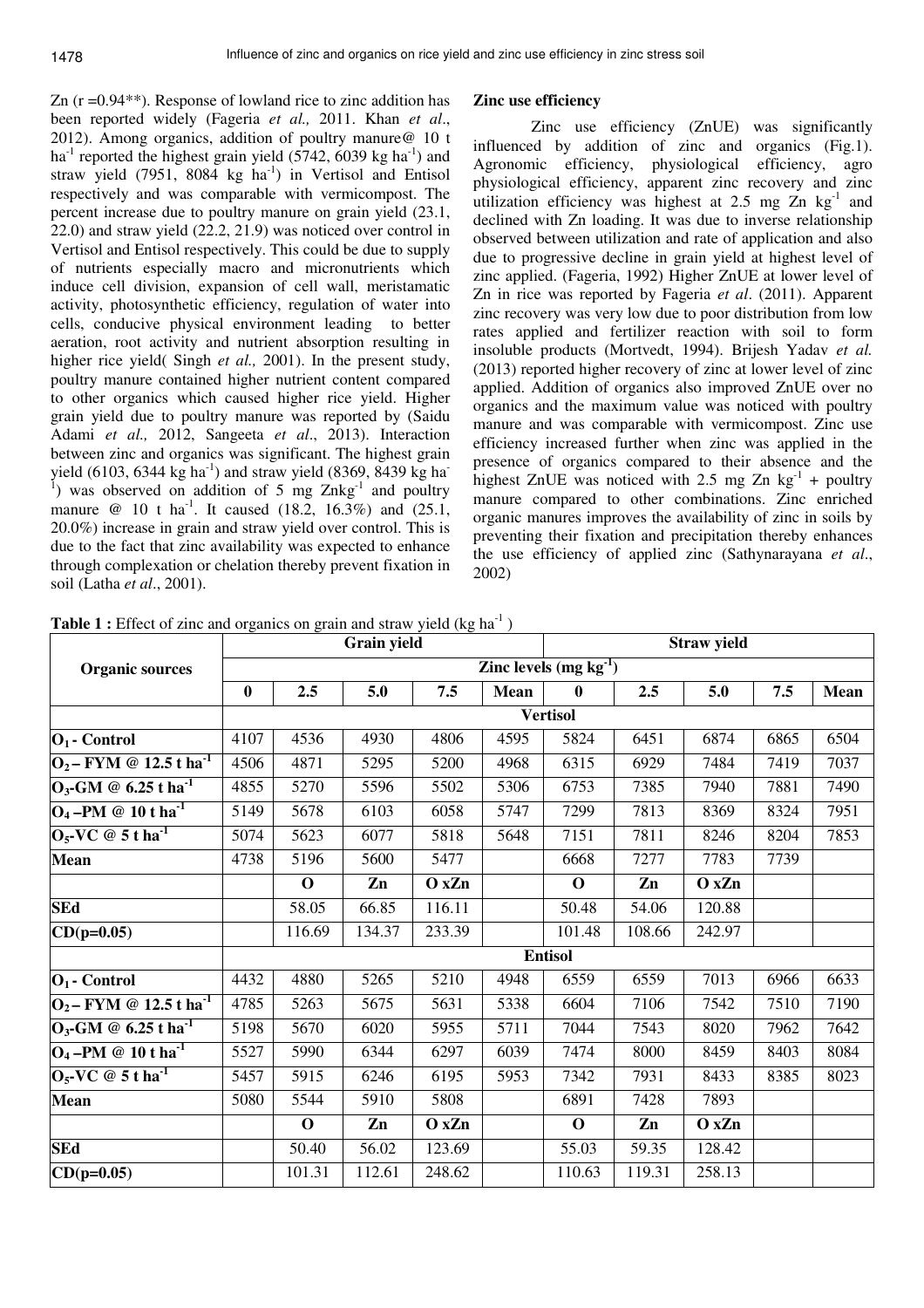Zn (r =0.94**). Response of lowland rice to zinc addition has been reported widely (Fageria *et al.,* 2011. Khan *et al*., 2012). Among organics, addition of poultry manure@ 10 t ha$^{-1}$ reported the highest grain yield (5742, 6039 kg ha$^{-1}$) and straw yield (7951, 8084 kg ha$^{-1}$) in Vertisol and Entisol respectively and was comparable with vermicompost. The percent increase due to poultry manure on grain yield (23.1, 22.0) and straw yield (22.2, 21.9) was noticed over control in Vertisol and Entisol respectively. This could be due to supply of nutrients especially macro and micronutrients which induce cell division, expansion of cell wall, meristamatic activity, photosynthetic efficiency, regulation of water into cells, conducive physical environment leading to better aeration, root activity and nutrient absorption resulting in higher rice yield( Singh *et al.,* 2001). In the present study, poultry manure contained higher nutrient content compared to other organics which caused higher rice yield. Higher grain yield due to poultry manure was reported by (Saidu Adami *et al.,* 2012, Sangeeta *et al*., 2013). Interaction between zinc and organics was significant. The highest grain yield (6103, 6344 kg ha$^{-1}$) and straw yield (8369, 8439 kg ha$^{-1}$) was observed on addition of 5 mg Znkg$^{-1}$ and poultry manure @ 10 t ha$^{-1}$. It caused (18.2, 16.3%) and (25.1, 20.0%) increase in grain and straw yield over control. This is due to the fact that zinc availability was expected to enhance through complexation or chelation thereby prevent fixation in soil (Latha *et al*., 2001).

**Zinc use efficiency**

Zinc use efficiency (ZnUE) was significantly influenced by addition of zinc and organics (Fig.1). Agronomic efficiency, physiological efficiency, agro physiological efficiency, apparent zinc recovery and zinc utilization efficiency was highest at 2.5 mg Zn kg$^{-1}$ and declined with Zn loading. It was due to inverse relationship observed between utilization and rate of application and also due to progressive decline in grain yield at highest level of zinc applied. (Fageria, 1992) Higher ZnUE at lower level of Zn in rice was reported by Fageria *et al*. (2011). Apparent zinc recovery was very low due to poor distribution from low rates applied and fertilizer reaction with soil to form insoluble products (Mortvedt, 1994). Brijesh Yadav *et al.* (2013) reported higher recovery of zinc at lower level of zinc applied. Addition of organics also improved ZnUE over no organics and the maximum value was noticed with poultry manure and was comparable with vermicompost. Zinc use efficiency increased further when zinc was applied in the presence of organics compared to their absence and the highest ZnUE was noticed with 2.5 mg Zn kg$^{-1}$ + poultry manure compared to other combinations. Zinc enriched organic manures improves the availability of zinc in soils by preventing their fixation and precipitation thereby enhances the use efficiency of applied zinc (Sathynarayana *et al*., 2002)

**Table 1 :** Effect of zinc and organics on grain and straw yield (kg ha$^{-1}$ )

| Organic sources | Grain yield | | | | | Straw yield | | | | |
|---|---|---|---|---|---|---|---|---|---|---|
| | Zinc levels (mg kg$^{-1}$) | | | | | | | | | |
| | **0** | **2.5** | **5.0** | **7.5** | **Mean** | **0** | **2.5** | **5.0** | **7.5** | **Mean** |
| | **Vertisol** | | | | | | | | | |
| **O$_1$ - Control** | 4107 | 4536 | 4930 | 4806 | 4595 | 5824 | 6451 | 6874 | 6865 | 6504 |
| **O$_2$ – FYM @ 12.5 t ha$^{-1}$** | 4506 | 4871 | 5295 | 5200 | 4968 | 6315 | 6929 | 7484 | 7419 | 7037 |
| **O$_3$-GM @ 6.25 t ha$^{-1}$** | 4855 | 5270 | 5596 | 5502 | 5306 | 6753 | 7385 | 7940 | 7881 | 7490 |
| **O$_4$ –PM @ 10 t ha$^{-1}$** | 5149 | 5678 | 6103 | 6058 | 5747 | 7299 | 7813 | 8369 | 8324 | 7951 |
| **O$_5$-VC @ 5 t ha$^{-1}$** | 5074 | 5623 | 6077 | 5818 | 5648 | 7151 | 7811 | 8246 | 8204 | 7853 |
| **Mean** | 4738 | 5196 | 5600 | 5477 | | 6668 | 7277 | 7783 | 7739 | |
| | | **O** | **Zn** | **O xZn** | | **O** | **Zn** | **O xZn** | | |
| **SEd** | | 58.05 | 66.85 | 116.11 | | 50.48 | 54.06 | 120.88 | | |
| **CD(p=0.05)** | | 116.69 | 134.37 | 233.39 | | 101.48 | 108.66 | 242.97 | | |
| | **Entisol** | | | | | | | | | |
| **O$_1$ - Control** | 4432 | 4880 | 5265 | 5210 | 4948 | 6559 | 6559 | 7013 | 6966 | 6633 |
| **O$_2$ – FYM @ 12.5 t ha$^{-1}$** | 4785 | 5263 | 5675 | 5631 | 5338 | 6604 | 7106 | 7542 | 7510 | 7190 |
| **O$_3$-GM @ 6.25 t ha$^{-1}$** | 5198 | 5670 | 6020 | 5955 | 5711 | 7044 | 7543 | 8020 | 7962 | 7642 |
| **O$_4$ –PM @ 10 t ha$^{-1}$** | 5527 | 5990 | 6344 | 6297 | 6039 | 7474 | 8000 | 8459 | 8403 | 8084 |
| **O$_5$-VC @ 5 t ha$^{-1}$** | 5457 | 5915 | 6246 | 6195 | 5953 | 7342 | 7931 | 8433 | 8385 | 8023 |
| **Mean** | 5080 | 5544 | 5910 | 5808 | | 6891 | 7428 | 7893 | | |
| | | **O** | **Zn** | **O xZn** | | **O** | **Zn** | **O xZn** | | |
| **SEd** | | 50.40 | 56.02 | 123.69 | | 55.03 | 59.35 | 128.42 | | |
| **CD(p=0.05)** | | 101.31 | 112.61 | 248.62 | | 110.63 | 119.31 | 258.13 | | |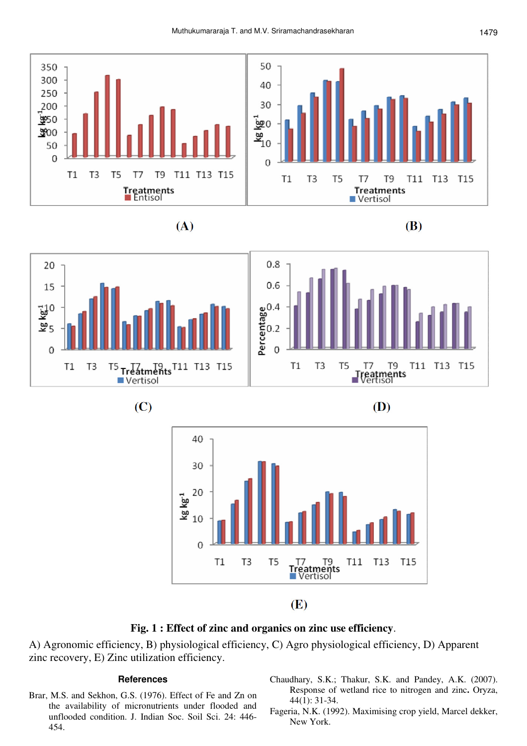**Fig. 1 : Effect of zinc and organics on zinc use efficiency**.

A) Agronomic efficiency, B) physiological efficiency, C) Agro physiological efficiency, D) Apparent zinc recovery, E) Zinc utilization efficiency.

## References

Brar, M.S. and Sekhon, G.S. (1976). Effect of Fe and Zn on the availability of micronutrients under flooded and unflooded condition. J. Indian Soc. Soil Sci. 24: 446-454.

Chaudhary, S.K.; Thakur, S.K. and Pandey, A.K. (2007). Response of wetland rice to nitrogen and zinc**.** Oryza, 44(1): 31-34.

Fageria, N.K. (1992). Maximising crop yield, Marcel dekker, New York.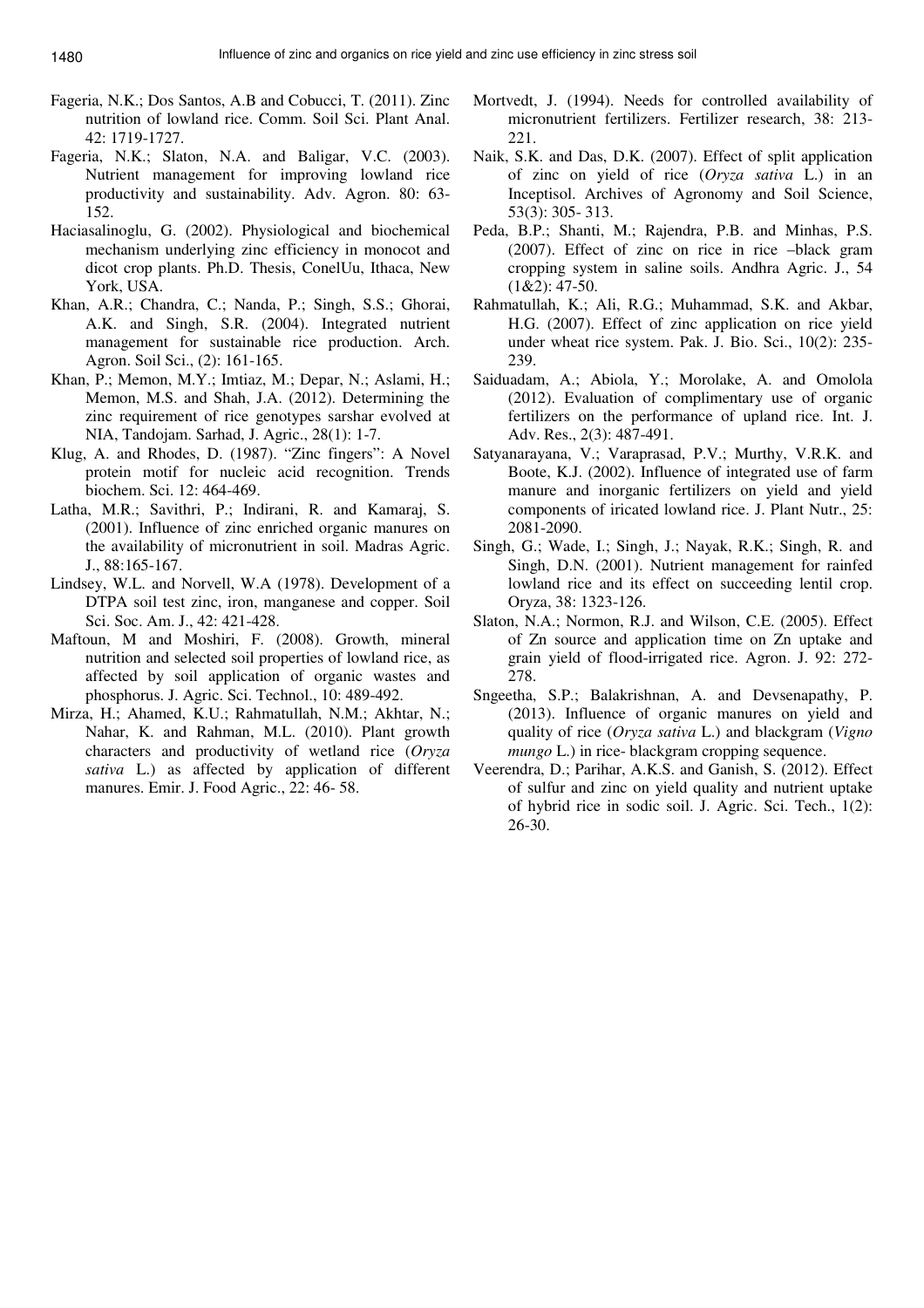Fageria, N.K.; Dos Santos, A.B and Cobucci, T. (2011). Zinc nutrition of lowland rice. Comm. Soil Sci. Plant Anal. 42: 1719-1727.

Fageria, N.K.; Slaton, N.A. and Baligar, V.C. (2003). Nutrient management for improving lowland rice productivity and sustainability. Adv. Agron. 80: 63-152.

Haciasalinoglu, G. (2002). Physiological and biochemical mechanism underlying zinc efficiency in monocot and dicot crop plants. Ph.D. Thesis, ConelUu, Ithaca, New York, USA.

Khan, A.R.; Chandra, C.; Nanda, P.; Singh, S.S.; Ghorai, A.K. and Singh, S.R. (2004). Integrated nutrient management for sustainable rice production. Arch. Agron. Soil Sci., (2): 161-165.

Khan, P.; Memon, M.Y.; Imtiaz, M.; Depar, N.; Aslami, H.; Memon, M.S. and Shah, J.A. (2012). Determining the zinc requirement of rice genotypes sarshar evolved at NIA, Tandojam. Sarhad, J. Agric., 28(1): 1-7.

Klug, A. and Rhodes, D. (1987). "Zinc fingers": A Novel protein motif for nucleic acid recognition. Trends biochem. Sci. 12: 464-469.

Latha, M.R.; Savithri, P.; Indirani, R. and Kamaraj, S. (2001). Influence of zinc enriched organic manures on the availability of micronutrient in soil. Madras Agric. J., 88:165-167.

Lindsey, W.L. and Norvell, W.A (1978). Development of a DTPA soil test zinc, iron, manganese and copper. Soil Sci. Soc. Am. J., 42: 421-428.

Maftoun, M and Moshiri, F. (2008). Growth, mineral nutrition and selected soil properties of lowland rice, as affected by soil application of organic wastes and phosphorus. J. Agric. Sci. Technol., 10: 489-492.

Mirza, H.; Ahamed, K.U.; Rahmatullah, N.M.; Akhtar, N.; Nahar, K. and Rahman, M.L. (2010). Plant growth characters and productivity of wetland rice (*Oryza sativa* L.) as affected by application of different manures. Emir. J. Food Agric., 22: 46- 58.

Mortvedt, J. (1994). Needs for controlled availability of micronutrient fertilizers. Fertilizer research, 38: 213-221.

Naik, S.K. and Das, D.K. (2007). Effect of split application of zinc on yield of rice (*Oryza sativa* L.) in an Inceptisol. Archives of Agronomy and Soil Science, 53(3): 305- 313.

Peda, B.P.; Shanti, M.; Rajendra, P.B. and Minhas, P.S. (2007). Effect of zinc on rice in rice –black gram cropping system in saline soils. Andhra Agric. J., 54 (1&2): 47-50.

Rahmatullah, K.; Ali, R.G.; Muhammad, S.K. and Akbar, H.G. (2007). Effect of zinc application on rice yield under wheat rice system. Pak. J. Bio. Sci., 10(2): 235-239.

Saiduadam, A.; Abiola, Y.; Morolake, A. and Omolola (2012). Evaluation of complimentary use of organic fertilizers on the performance of upland rice. Int. J. Adv. Res., 2(3): 487-491.

Satyanarayana, V.; Varaprasad, P.V.; Murthy, V.R.K. and Boote, K.J. (2002). Influence of integrated use of farm manure and inorganic fertilizers on yield and yield components of iricated lowland rice. J. Plant Nutr., 25: 2081-2090.

Singh, G.; Wade, I.; Singh, J.; Nayak, R.K.; Singh, R. and Singh, D.N. (2001). Nutrient management for rainfed lowland rice and its effect on succeeding lentil crop. Oryza, 38: 1323-126.

Slaton, N.A.; Normon, R.J. and Wilson, C.E. (2005). Effect of Zn source and application time on Zn uptake and grain yield of flood-irrigated rice. Agron. J. 92: 272-278.

Sngeetha, S.P.; Balakrishnan, A. and Devsenapathy, P. (2013). Influence of organic manures on yield and quality of rice (*Oryza sativa* L.) and blackgram (*Vigno mungo* L.) in rice- blackgram cropping sequence.

Veerendra, D.; Parihar, A.K.S. and Ganish, S. (2012). Effect of sulfur and zinc on yield quality and nutrient uptake of hybrid rice in sodic soil. J. Agric. Sci. Tech., 1(2): 26-30.